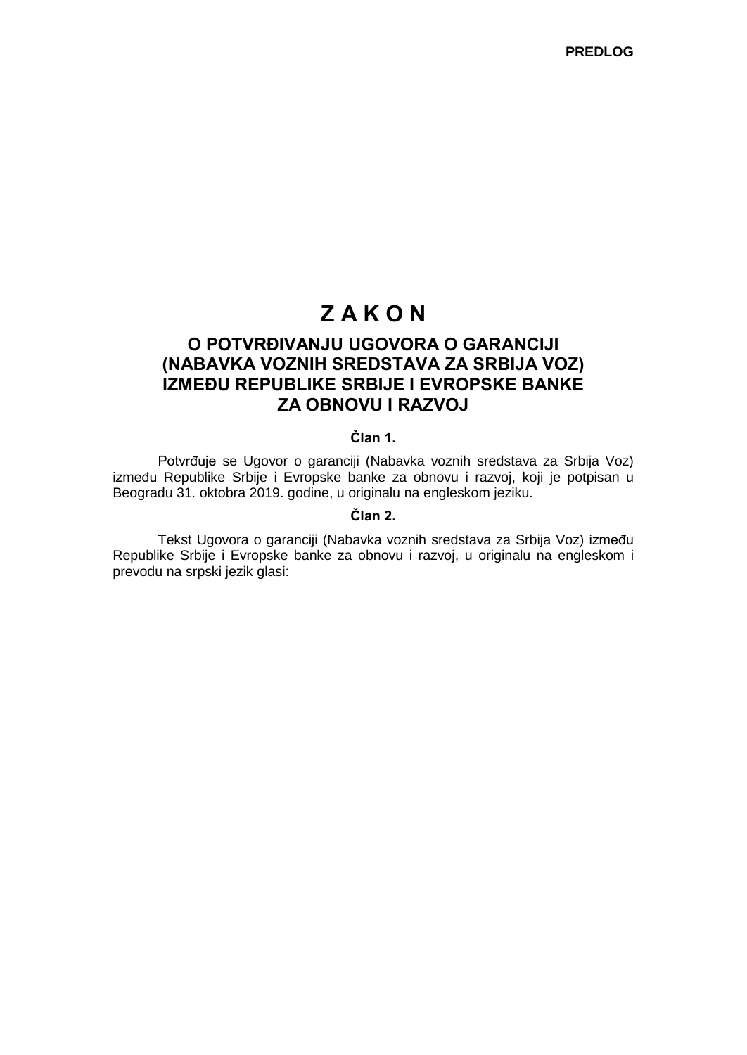**PREDLOG**

# Z A K O N

## O POTVRĐIVANJU UGOVORA O GARANCIJI (NABAVKA VOZNIH SREDSTAVA ZA SRBIJA VOZ) IZMEĐU REPUBLIKE SRBIJE I EVROPSKE BANKE ZA OBNOVU I RAZVOJ

**Član 1.**

Potvrđuje se Ugovor o garanciji (Nabavka voznih sredstava za Srbija Voz) između Republike Srbije i Evropske banke za obnovu i razvoj, koji je potpisan u Beogradu 31. oktobra 2019. godine, u originalu na engleskom jeziku.

**Član 2.**

Tekst Ugovora o garanciji (Nabavka voznih sredstava za Srbija Voz) između Republike Srbije i Evropske banke za obnovu i razvoj, u originalu na engleskom i prevodu na srpski jezik glasi: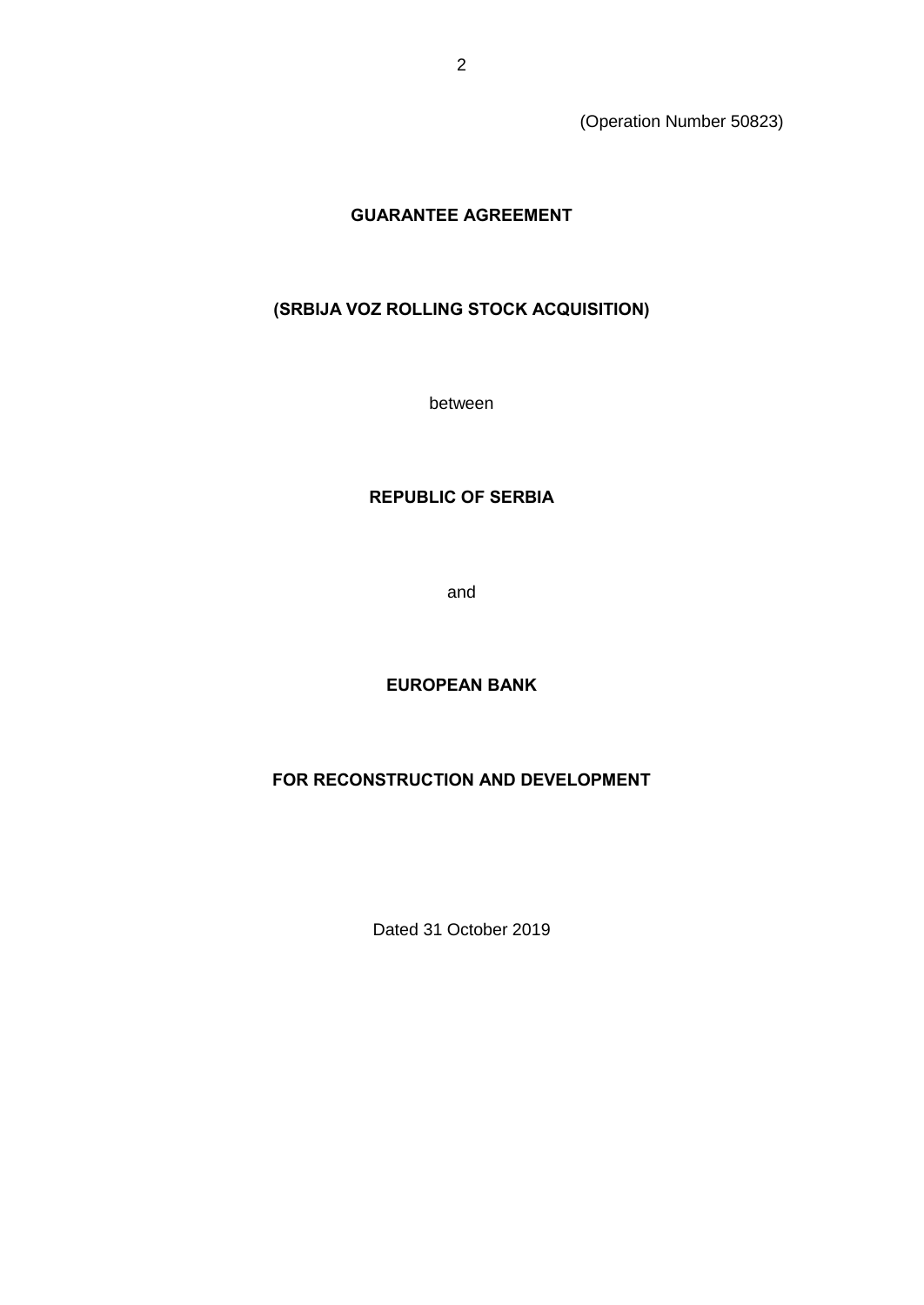(Operation Number 50823)

**GUARANTEE AGREEMENT**

**(SRBIJA VOZ ROLLING STOCK ACQUISITION)**

between

**REPUBLIC OF SERBIA**

and

**EUROPEAN BANK**

**FOR RECONSTRUCTION AND DEVELOPMENT**

Dated 31 October 2019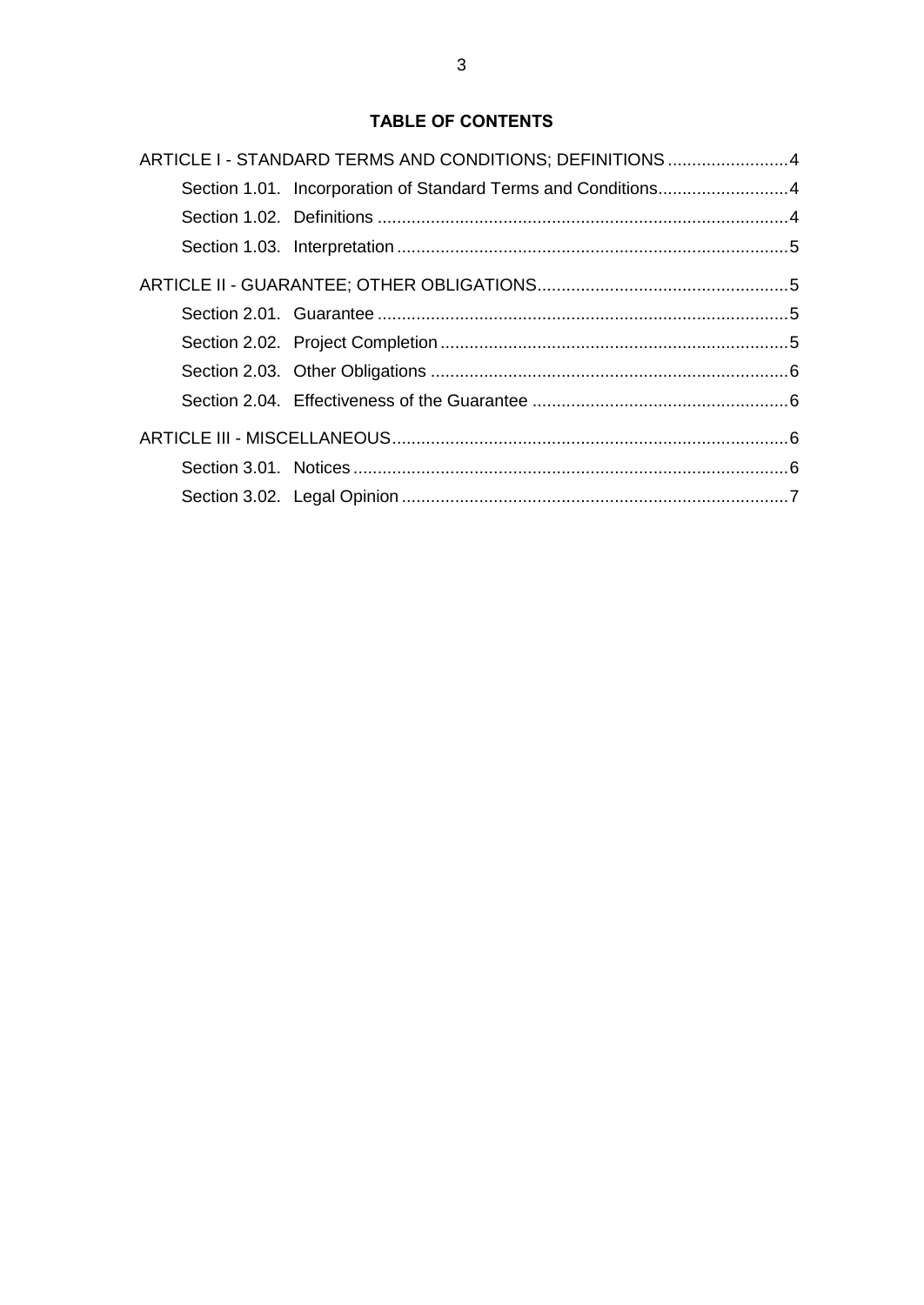## TABLE OF CONTENTS

ARTICLE I - STANDARD TERMS AND CONDITIONS; DEFINITIONS .......... 4

- Section 1.01. Incorporation of Standard Terms and Conditions .......... 4
- Section 1.02. Definitions .......... 4
- Section 1.03. Interpretation .......... 5

ARTICLE II - GUARANTEE; OTHER OBLIGATIONS .......... 5

- Section 2.01. Guarantee .......... 5
- Section 2.02. Project Completion .......... 5
- Section 2.03. Other Obligations .......... 6
- Section 2.04. Effectiveness of the Guarantee .......... 6

ARTICLE III - MISCELLANEOUS .......... 6

- Section 3.01. Notices .......... 6
- Section 3.02. Legal Opinion .......... 7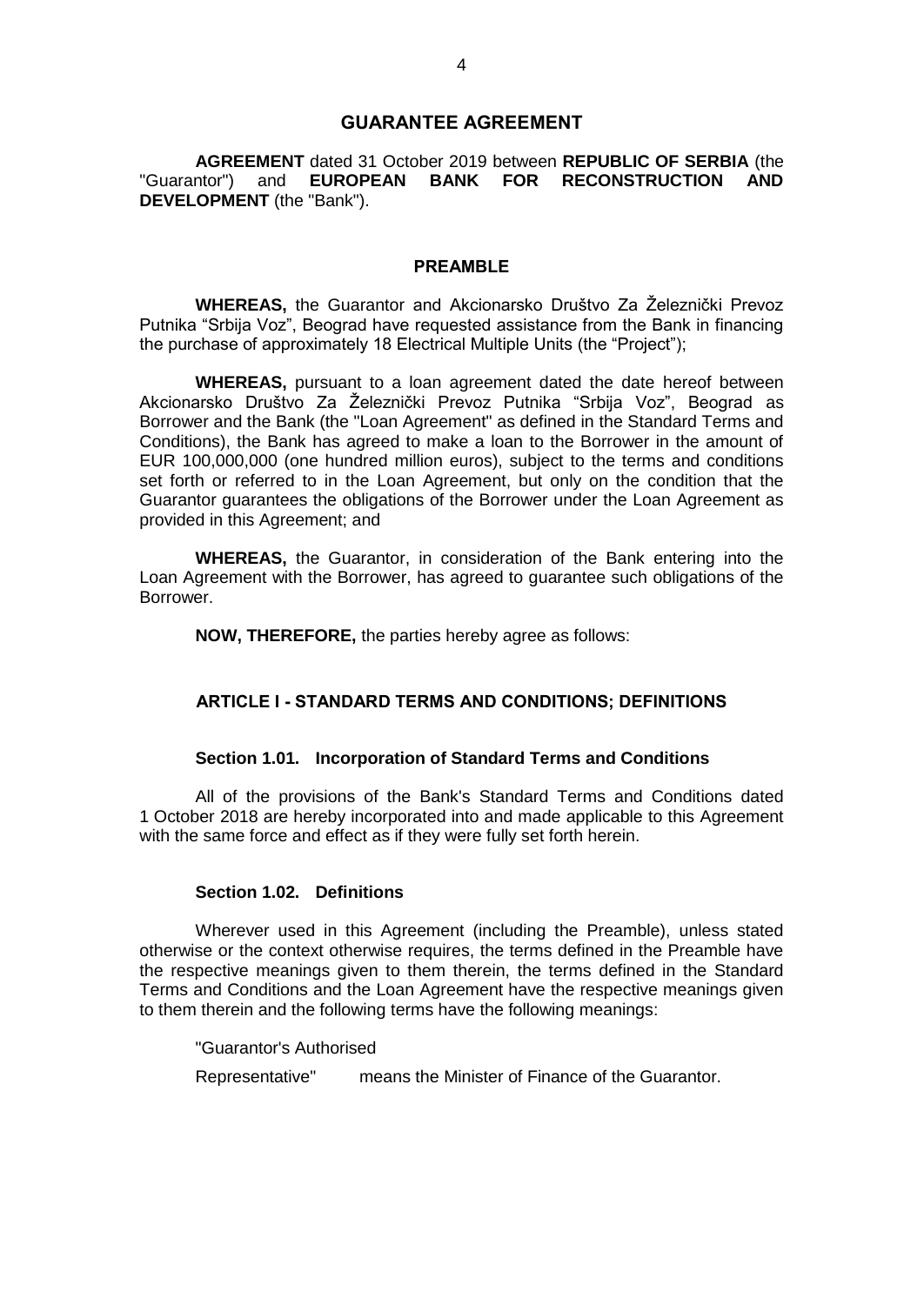# GUARANTEE AGREEMENT

**AGREEMENT** dated 31 October 2019 between **REPUBLIC OF SERBIA** (the "Guarantor") and **EUROPEAN BANK FOR RECONSTRUCTION AND DEVELOPMENT** (the "Bank").

## PREAMBLE

**WHEREAS,** the Guarantor and Akcionarsko Društvo Za Železnički Prevoz Putnika "Srbija Voz", Beograd have requested assistance from the Bank in financing the purchase of approximately 18 Electrical Multiple Units (the "Project");

**WHEREAS,** pursuant to a loan agreement dated the date hereof between Akcionarsko Društvo Za Železnički Prevoz Putnika "Srbija Voz", Beograd as Borrower and the Bank (the "Loan Agreement" as defined in the Standard Terms and Conditions), the Bank has agreed to make a loan to the Borrower in the amount of EUR 100,000,000 (one hundred million euros), subject to the terms and conditions set forth or referred to in the Loan Agreement, but only on the condition that the Guarantor guarantees the obligations of the Borrower under the Loan Agreement as provided in this Agreement; and

**WHEREAS,** the Guarantor, in consideration of the Bank entering into the Loan Agreement with the Borrower, has agreed to guarantee such obligations of the Borrower.

**NOW, THEREFORE,** the parties hereby agree as follows:

## ARTICLE I - STANDARD TERMS AND CONDITIONS; DEFINITIONS

### Section 1.01. Incorporation of Standard Terms and Conditions

All of the provisions of the Bank's Standard Terms and Conditions dated 1 October 2018 are hereby incorporated into and made applicable to this Agreement with the same force and effect as if they were fully set forth herein.

### Section 1.02. Definitions

Wherever used in this Agreement (including the Preamble), unless stated otherwise or the context otherwise requires, the terms defined in the Preamble have the respective meanings given to them therein, the terms defined in the Standard Terms and Conditions and the Loan Agreement have the respective meanings given to them therein and the following terms have the following meanings:

"Guarantor's Authorised Representative" means the Minister of Finance of the Guarantor.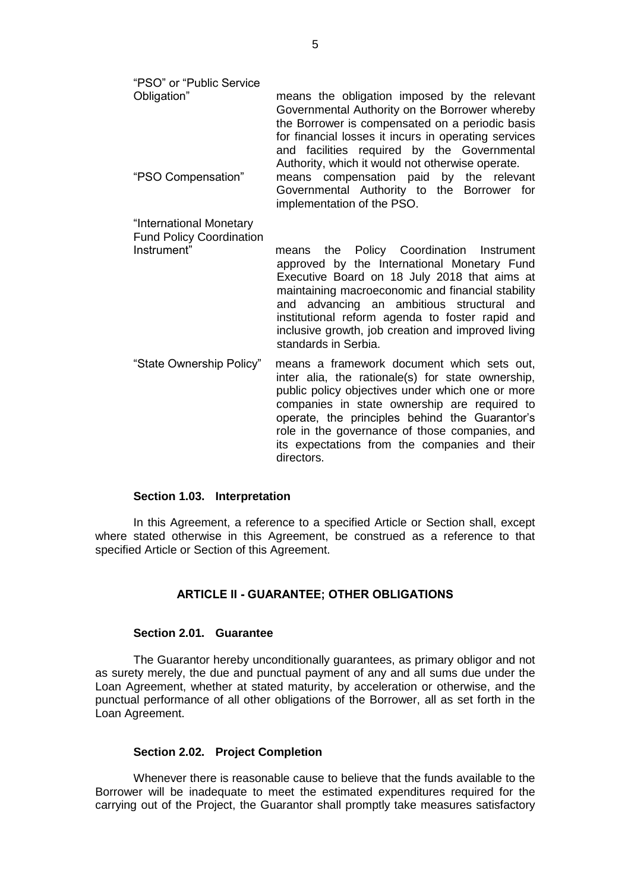"PSO" or "Public Service Obligation" means the obligation imposed by the relevant Governmental Authority on the Borrower whereby the Borrower is compensated on a periodic basis for financial losses it incurs in operating services and facilities required by the Governmental Authority, which it would not otherwise operate.

"PSO Compensation" means compensation paid by the relevant Governmental Authority to the Borrower for implementation of the PSO.

"International Monetary Fund Policy Coordination Instrument" means the Policy Coordination Instrument approved by the International Monetary Fund Executive Board on 18 July 2018 that aims at maintaining macroeconomic and financial stability and advancing an ambitious structural and institutional reform agenda to foster rapid and inclusive growth, job creation and improved living standards in Serbia.

"State Ownership Policy" means a framework document which sets out, inter alia, the rationale(s) for state ownership, public policy objectives under which one or more companies in state ownership are required to operate, the principles behind the Guarantor's role in the governance of those companies, and its expectations from the companies and their directors.

**Section 1.03. Interpretation**

In this Agreement, a reference to a specified Article or Section shall, except where stated otherwise in this Agreement, be construed as a reference to that specified Article or Section of this Agreement.

## ARTICLE II - GUARANTEE; OTHER OBLIGATIONS

**Section 2.01. Guarantee**

The Guarantor hereby unconditionally guarantees, as primary obligor and not as surety merely, the due and punctual payment of any and all sums due under the Loan Agreement, whether at stated maturity, by acceleration or otherwise, and the punctual performance of all other obligations of the Borrower, all as set forth in the Loan Agreement.

**Section 2.02. Project Completion**

Whenever there is reasonable cause to believe that the funds available to the Borrower will be inadequate to meet the estimated expenditures required for the carrying out of the Project, the Guarantor shall promptly take measures satisfactory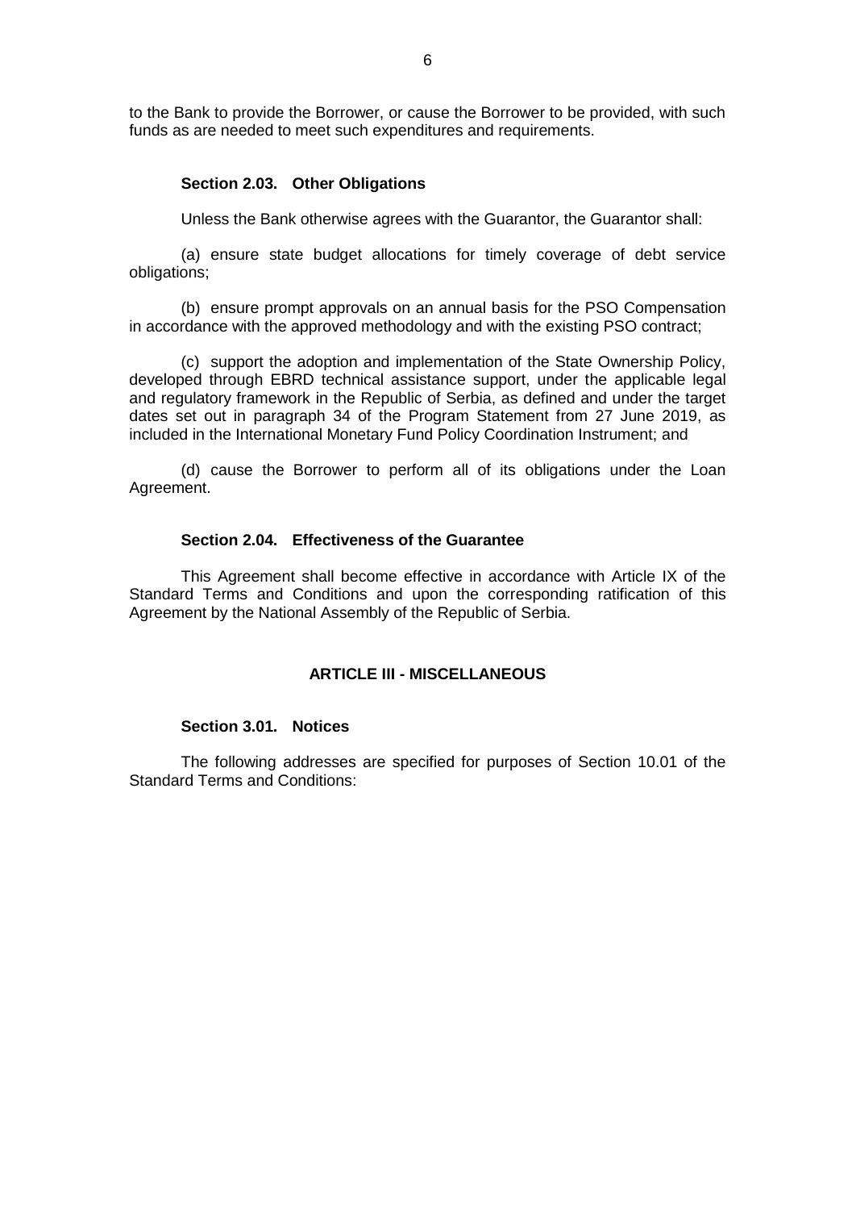to the Bank to provide the Borrower, or cause the Borrower to be provided, with such funds as are needed to meet such expenditures and requirements.

**Section 2.03. Other Obligations**

Unless the Bank otherwise agrees with the Guarantor, the Guarantor shall:

(a) ensure state budget allocations for timely coverage of debt service obligations;

(b) ensure prompt approvals on an annual basis for the PSO Compensation in accordance with the approved methodology and with the existing PSO contract;

(c) support the adoption and implementation of the State Ownership Policy, developed through EBRD technical assistance support, under the applicable legal and regulatory framework in the Republic of Serbia, as defined and under the target dates set out in paragraph 34 of the Program Statement from 27 June 2019, as included in the International Monetary Fund Policy Coordination Instrument; and

(d) cause the Borrower to perform all of its obligations under the Loan Agreement.

**Section 2.04. Effectiveness of the Guarantee**

This Agreement shall become effective in accordance with Article IX of the Standard Terms and Conditions and upon the corresponding ratification of this Agreement by the National Assembly of the Republic of Serbia.

## ARTICLE III - MISCELLANEOUS

**Section 3.01. Notices**

The following addresses are specified for purposes of Section 10.01 of the Standard Terms and Conditions: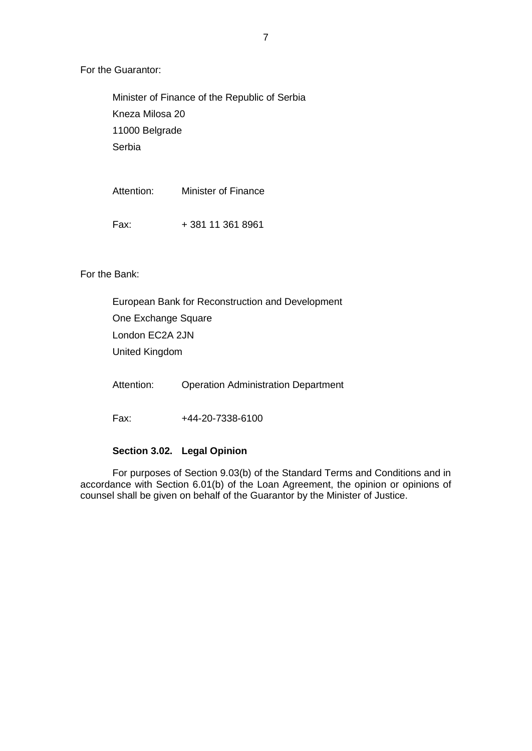For the Guarantor:

Minister of Finance of the Republic of Serbia
Kneza Milosa 20
11000 Belgrade
Serbia

Attention: Minister of Finance

Fax: + 381 11 361 8961

For the Bank:

European Bank for Reconstruction and Development
One Exchange Square
London EC2A 2JN
United Kingdom

Attention: Operation Administration Department

Fax: +44-20-7338-6100

**Section 3.02. Legal Opinion**

For purposes of Section 9.03(b) of the Standard Terms and Conditions and in accordance with Section 6.01(b) of the Loan Agreement, the opinion or opinions of counsel shall be given on behalf of the Guarantor by the Minister of Justice.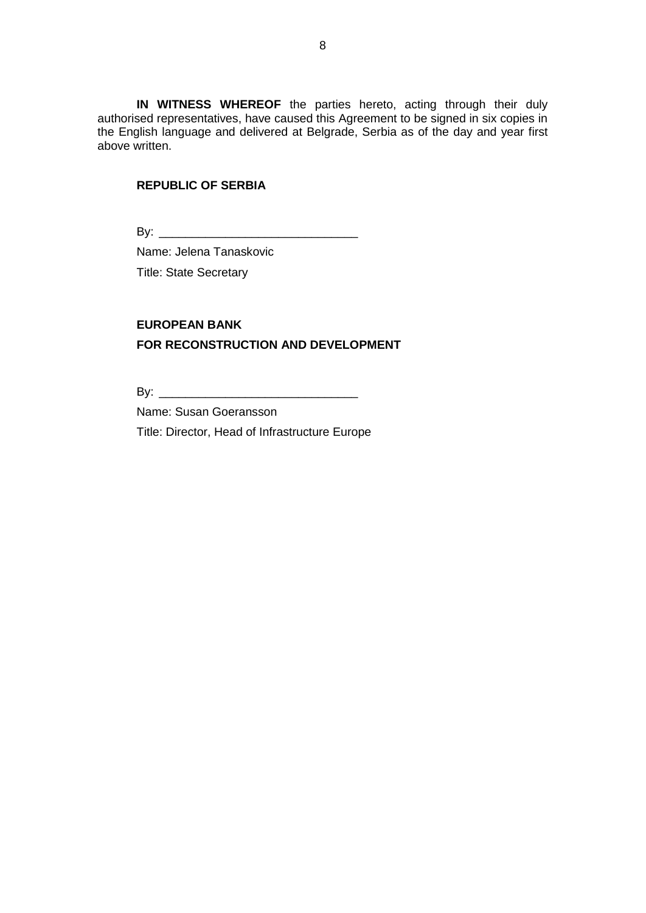**IN WITNESS WHEREOF** the parties hereto, acting through their duly authorised representatives, have caused this Agreement to be signed in six copies in the English language and delivered at Belgrade, Serbia as of the day and year first above written.

**REPUBLIC OF SERBIA**

By: ______________________________

Name: Jelena Tanaskovic

Title: State Secretary

**EUROPEAN BANK**
**FOR RECONSTRUCTION AND DEVELOPMENT**

By: ______________________________

Name: Susan Goeransson

Title: Director, Head of Infrastructure Europe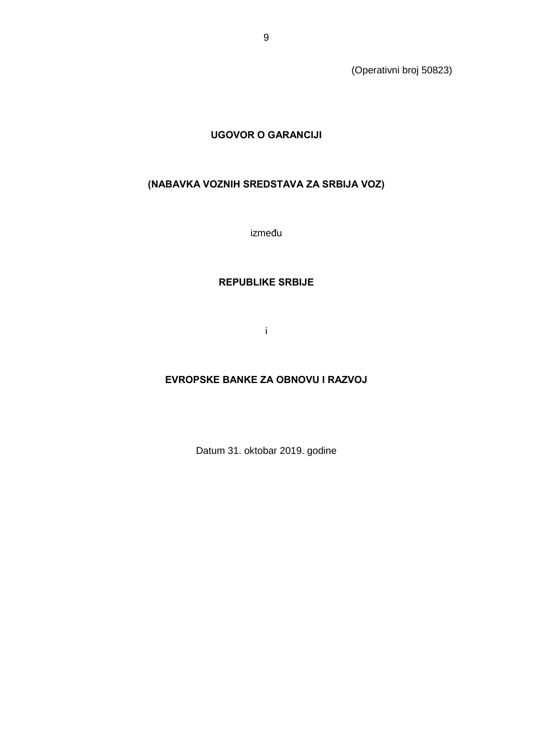(Operativni broj 50823)

# UGOVOR O GARANCIJI

## (NABAVKA VOZNIH SREDSTAVA ZA SRBIJA VOZ)

između

**REPUBLIKE SRBIJE**

i

**EVROPSKE BANKE ZA OBNOVU I RAZVOJ**

Datum 31. oktobar 2019. godine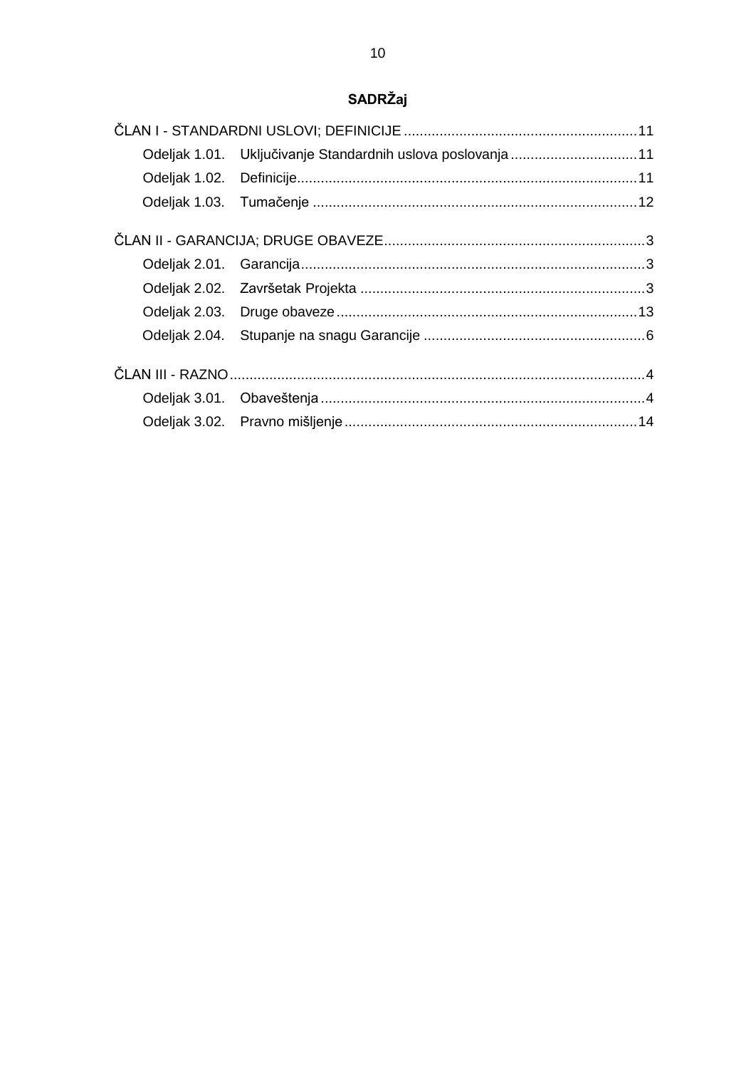## SADRŽaj

ČLAN I - STANDARDNI USLOVI; DEFINICIJE ........................................................... 11

- Odeljak 1.01. Uključivanje Standardnih uslova poslovanja ................................ 11
- Odeljak 1.02. Definicije...................................................................................... 11
- Odeljak 1.03. Tumačenje .................................................................................. 12

ČLAN II - GARANCIJA; DRUGE OBAVEZE.................................................................. 3

- Odeljak 2.01. Garancija....................................................................................... 3
- Odeljak 2.02. Završetak Projekta ........................................................................ 3
- Odeljak 2.03. Druge obaveze ............................................................................ 13
- Odeljak 2.04. Stupanje na snagu Garancije ........................................................ 6

ČLAN III - RAZNO......................................................................................................... 4

- Odeljak 3.01. Obaveštenja .................................................................................. 4
- Odeljak 3.02. Pravno mišljenje .......................................................................... 14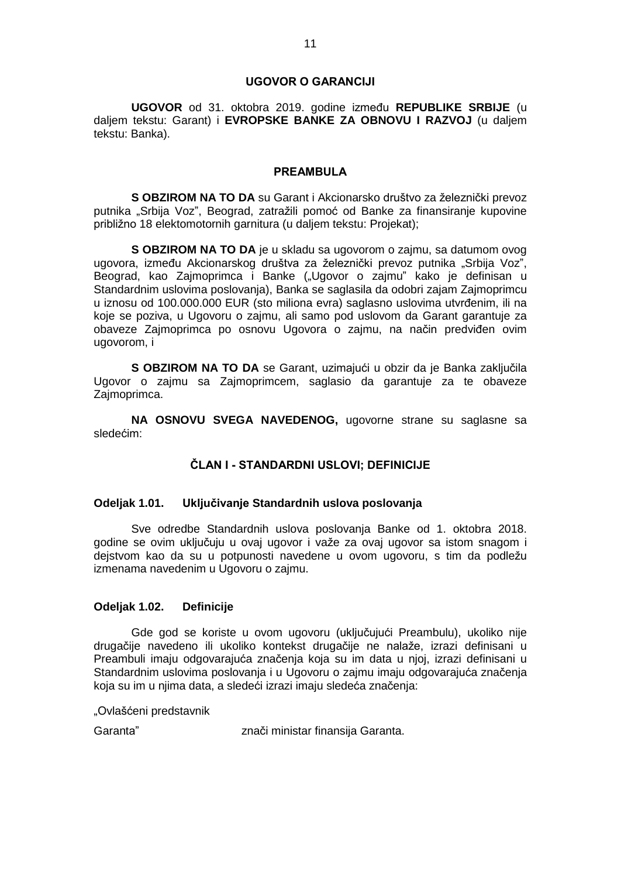# UGOVOR O GARANCIJI

**UGOVOR** od 31. oktobra 2019. godine između **REPUBLIKE SRBIJE** (u daljem tekstu: Garant) i **EVROPSKE BANKE ZA OBNOVU I RAZVOJ** (u daljem tekstu: Banka).

## PREAMBULA

**S OBZIROM NA TO DA** su Garant i Akcionarsko društvo za železnički prevoz putnika „Srbija Voz", Beograd, zatražili pomoć od Banke za finansiranje kupovine približno 18 elektomotornih garnitura (u daljem tekstu: Projekat);

**S OBZIROM NA TO DA** je u skladu sa ugovorom o zajmu, sa datumom ovog ugovora, između Akcionarskog društva za železnički prevoz putnika „Srbija Voz", Beograd, kao Zajmoprimca i Banke („Ugovor o zajmu" kako je definisan u Standardnim uslovima poslovanja), Banka se saglasila da odobri zajam Zajmoprimcu u iznosu od 100.000.000 EUR (sto miliona evra) saglasno uslovima utvrđenim, ili na koje se poziva, u Ugovoru o zajmu, ali samo pod uslovom da Garant garantuje za obaveze Zajmoprimca po osnovu Ugovora o zajmu, na način predviđen ovim ugovorom, i

**S OBZIROM NA TO DA** se Garant, uzimajući u obzir da je Banka zaključila Ugovor o zajmu sa Zajmoprimcem, saglasio da garantuje za te obaveze Zajmoprimca.

**NA OSNOVU SVEGA NAVEDENOG,** ugovorne strane su saglasne sa sledećim:

## ČLAN I - STANDARDNI USLOVI; DEFINICIJE

### Odeljak 1.01. Uključivanje Standardnih uslova poslovanja

Sve odredbe Standardnih uslova poslovanja Banke od 1. oktobra 2018. godine se ovim uključuju u ovaj ugovor i važe za ovaj ugovor sa istom snagom i dejstvom kao da su u potpunosti navedene u ovom ugovoru, s tim da podležu izmenama navedenim u Ugovoru o zajmu.

### Odeljak 1.02. Definicije

Gde god se koriste u ovom ugovoru (uključujući Preambulu), ukoliko nije drugačije navedeno ili ukoliko kontekst drugačije ne nalaže, izrazi definisani u Preambuli imaju odgovarajuća značenja koja su im data u njoj, izrazi definisani u Standardnim uslovima poslovanja i u Ugovoru o zajmu imaju odgovarajuća značenja koja su im u njima data, a sledeći izrazi imaju sledeća značenja:

„Ovlašćeni predstavnik Garanta" znači ministar finansija Garanta.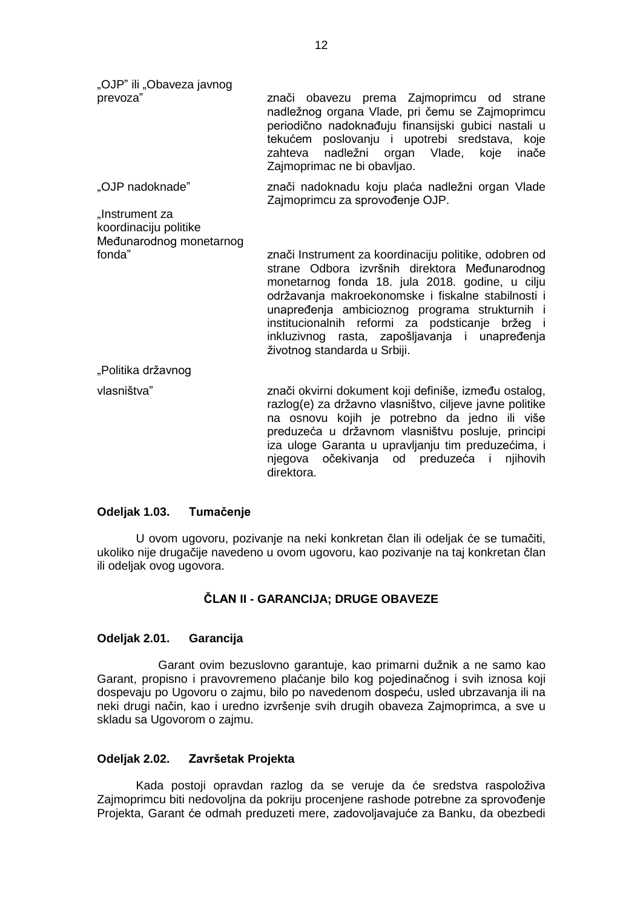„OJP" ili „Obaveza javnog prevoza" znači obavezu prema Zajmoprimcu od strane nadležnog organa Vlade, pri čemu se Zajmoprimcu periodično nadoknađuju finansijski gubici nastali u tekućem poslovanju i upotrebi sredstava, koje zahteva nadležni organ Vlade, koje inače Zajmoprimac ne bi obavljao.

„OJP nadoknade" znači nadoknadu koju plaća nadležni organ Vlade Zajmoprimcu za sprovođenje OJP.

„Instrument za koordinaciju politike Međunarodnog monetarnog fonda" znači Instrument za koordinaciju politike, odobren od strane Odbora izvršnih direktora Međunarodnog monetarnog fonda 18. jula 2018. godine, u cilju održavanja makroekonomske i fiskalne stabilnosti i unapređenja ambicioznog programa strukturnih i institucionalnih reformi za podsticanje bržeg i inkluzivnog rasta, zapošljavanja i unapređenja životnog standarda u Srbiji.

„Politika državnog vlasništva" znači okvirni dokument koji definiše, između ostalog, razlog(e) za državno vlasništvo, ciljeve javne politike na osnovu kojih je potrebno da jedno ili više preduzeća u državnom vlasništvu posluje, principi iza uloge Garanta u upravljanju tim preduzećima, i njegova očekivanja od preduzeća i njihovih direktora.

**Odeljak 1.03. Tumačenje**

U ovom ugovoru, pozivanje na neki konkretan član ili odeljak će se tumačiti, ukoliko nije drugačije navedeno u ovom ugovoru, kao pozivanje na taj konkretan član ili odeljak ovog ugovora.

## ČLAN II - GARANCIJA; DRUGE OBAVEZE

**Odeljak 2.01. Garancija**

Garant ovim bezuslovno garantuje, kao primarni dužnik a ne samo kao Garant, propisno i pravovremeno plaćanje bilo kog pojedinačnog i svih iznosa koji dospevaju po Ugovoru o zajmu, bilo po navedenom dospeću, usled ubrzavanja ili na neki drugi način, kao i uredno izvršenje svih drugih obaveza Zajmoprimca, a sve u skladu sa Ugovorom o zajmu.

**Odeljak 2.02. Završetak Projekta**

Kada postoji opravdan razlog da se veruje da će sredstva raspoloživa Zajmoprimcu biti nedovoljna da pokriju procenjene rashode potrebne za sprovođenje Projekta, Garant će odmah preduzeti mere, zadovoljavajuće za Banku, da obezbedi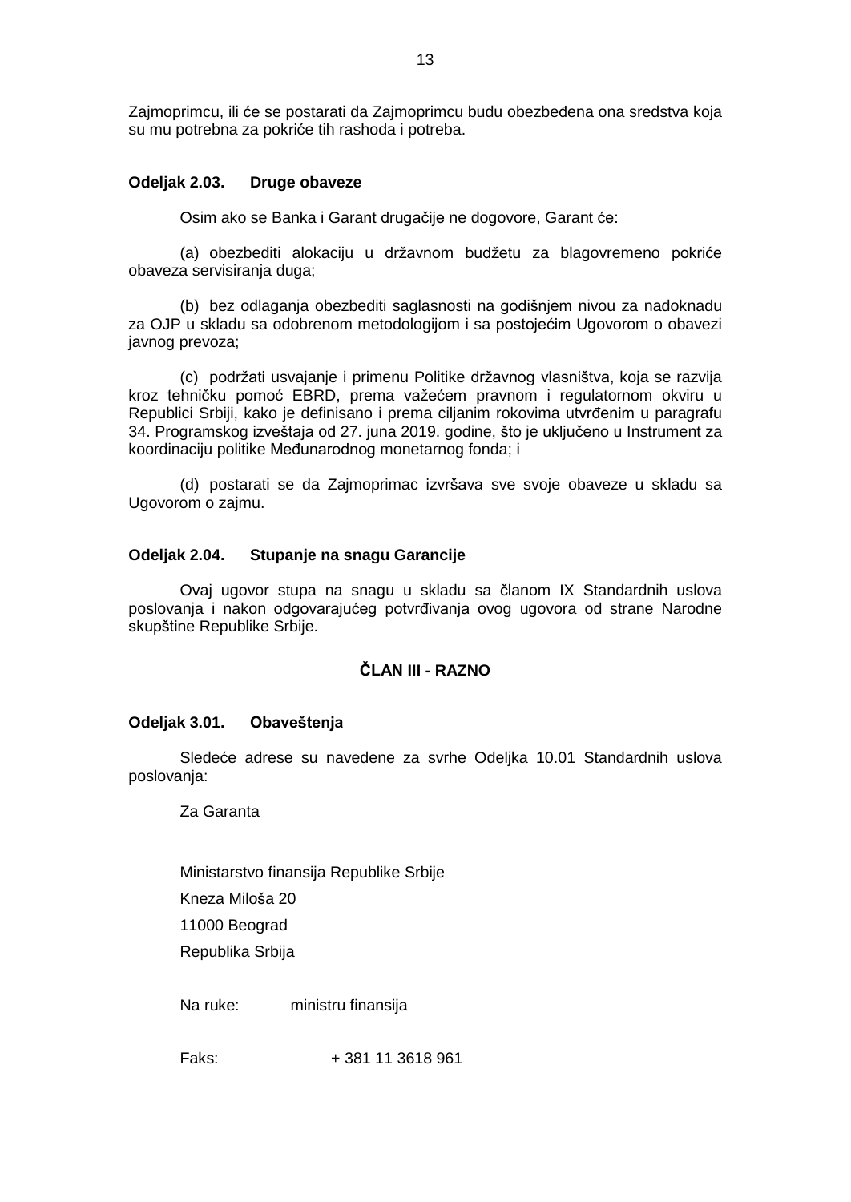Zajmoprimcu, ili će se postarati da Zajmoprimcu budu obezbeđena ona sredstva koja su mu potrebna za pokriće tih rashoda i potreba.

**Odeljak 2.03. Druge obaveze**

Osim ako se Banka i Garant drugačije ne dogovore, Garant će:

(a) obezbediti alokaciju u državnom budžetu za blagovremeno pokriće obaveza servisiranja duga;

(b) bez odlaganja obezbediti saglasnosti na godišnjem nivou za nadoknadu za OJP u skladu sa odobrenom metodologijom i sa postojećim Ugovorom o obavezi javnog prevoza;

(c) podržati usvajanje i primenu Politike državnog vlasništva, koja se razvija kroz tehničku pomoć EBRD, prema važećem pravnom i regulatornom okviru u Republici Srbiji, kako je definisano i prema ciljanim rokovima utvrđenim u paragrafu 34. Programskog izveštaja od 27. juna 2019. godine, što je uključeno u Instrument za koordinaciju politike Međunarodnog monetarnog fonda; i

(d) postarati se da Zajmoprimac izvršava sve svoje obaveze u skladu sa Ugovorom o zajmu.

**Odeljak 2.04. Stupanje na snagu Garancije**

Ovaj ugovor stupa na snagu u skladu sa članom IX Standardnih uslova poslovanja i nakon odgovarajućeg potvrđivanja ovog ugovora od strane Narodne skupštine Republike Srbije.

## ČLAN III - RAZNO

**Odeljak 3.01. Obaveštenja**

Sledeće adrese su navedene za svrhe Odeljka 10.01 Standardnih uslova poslovanja:

Za Garanta

Ministarstvo finansija Republike Srbije
Kneza Miloša 20
11000 Beograd
Republika Srbija

Na ruke: ministru finansija

Faks: + 381 11 3618 961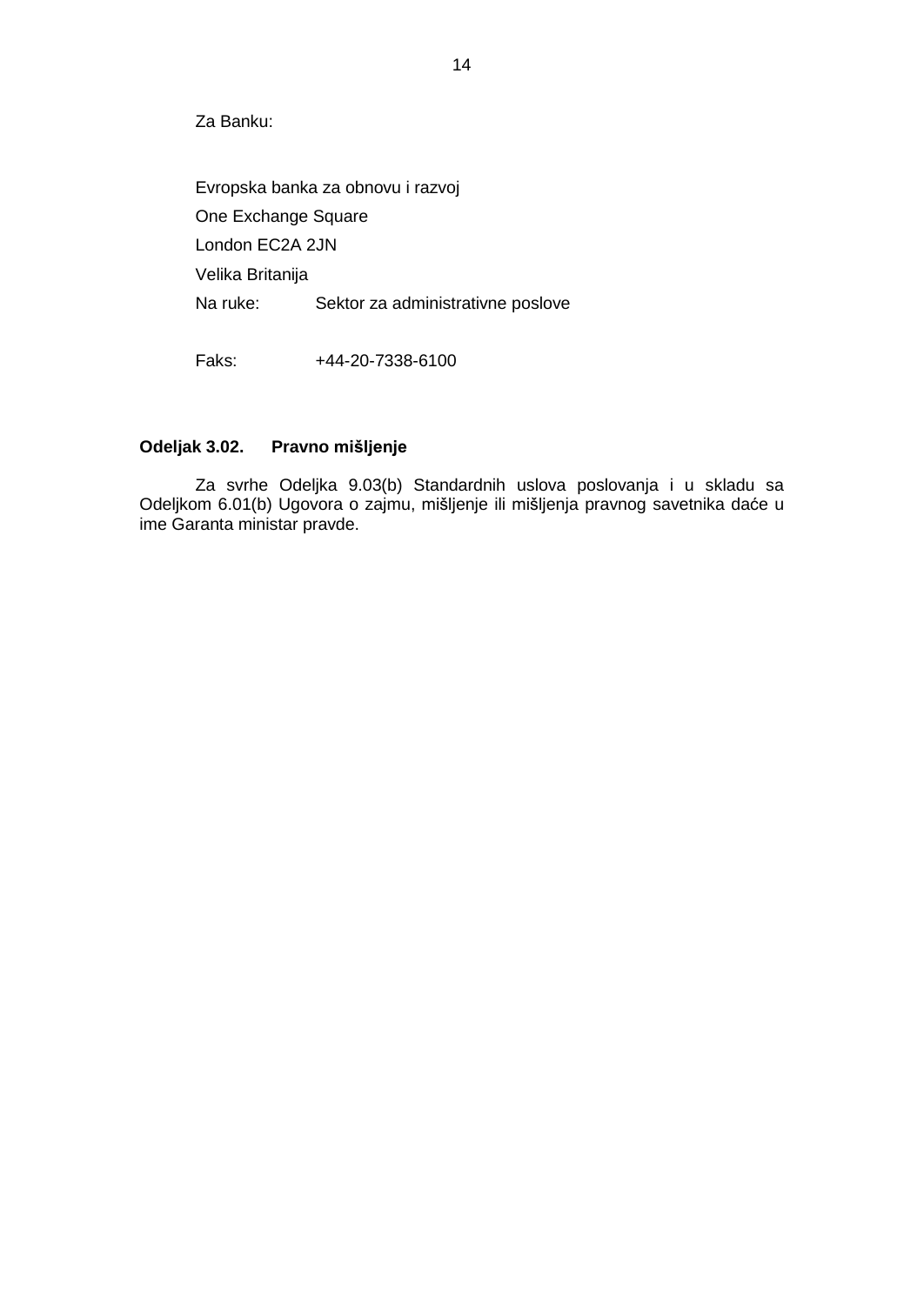Za Banku:

Evropska banka za obnovu i razvoj
One Exchange Square
London EC2A 2JN
Velika Britanija
Na ruke: Sektor za administrativne poslove

Faks: +44-20-7338-6100

**Odeljak 3.02. Pravno mišljenje**

Za svrhe Odeljka 9.03(b) Standardnih uslova poslovanja i u skladu sa Odeljkom 6.01(b) Ugovora o zajmu, mišljenje ili mišljenja pravnog savetnika daće u ime Garanta ministar pravde.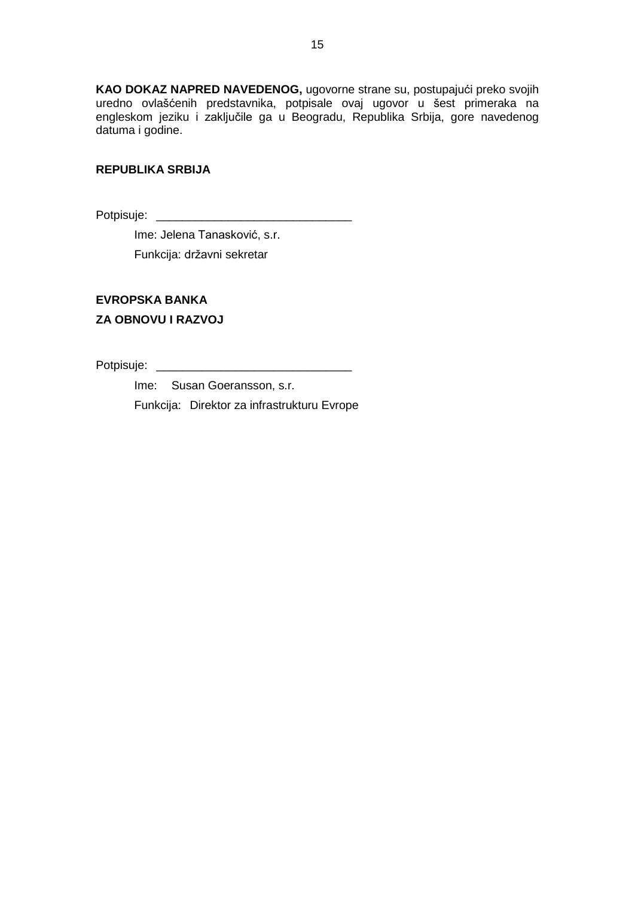**KAO DOKAZ NAPRED NAVEDENOG,** ugovorne strane su, postupajući preko svojih uredno ovlašćenih predstavnika, potpisale ovaj ugovor u šest primeraka na engleskom jeziku i zaključile ga u Beogradu, Republika Srbija, gore navedenog datuma i godine.

**REPUBLIKA SRBIJA**

Potpisuje: ______________________________

Ime: Jelena Tanasković, s.r.

Funkcija: državni sekretar

**EVROPSKA BANKA**
**ZA OBNOVU I RAZVOJ**

Potpisuje: ______________________________

Ime: Susan Goeransson, s.r.

Funkcija: Direktor za infrastrukturu Evrope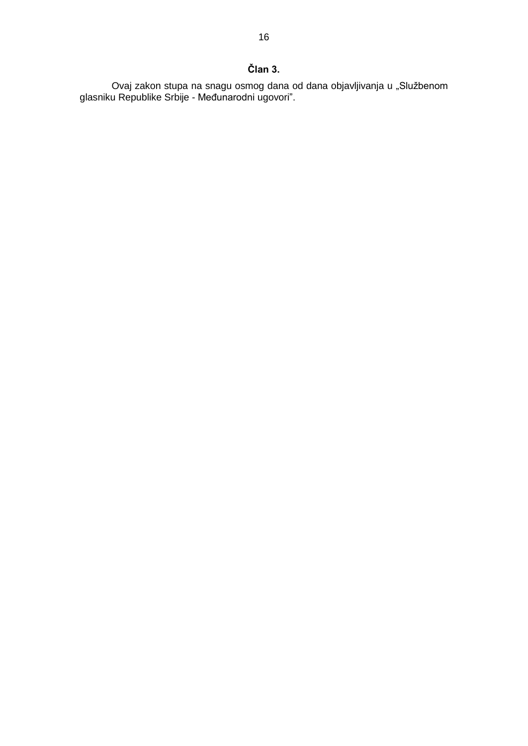**Član 3.**

Ovaj zakon stupa na snagu osmog dana od dana objavljivanja u „Službenom glasniku Republike Srbije - Međunarodni ugovori”.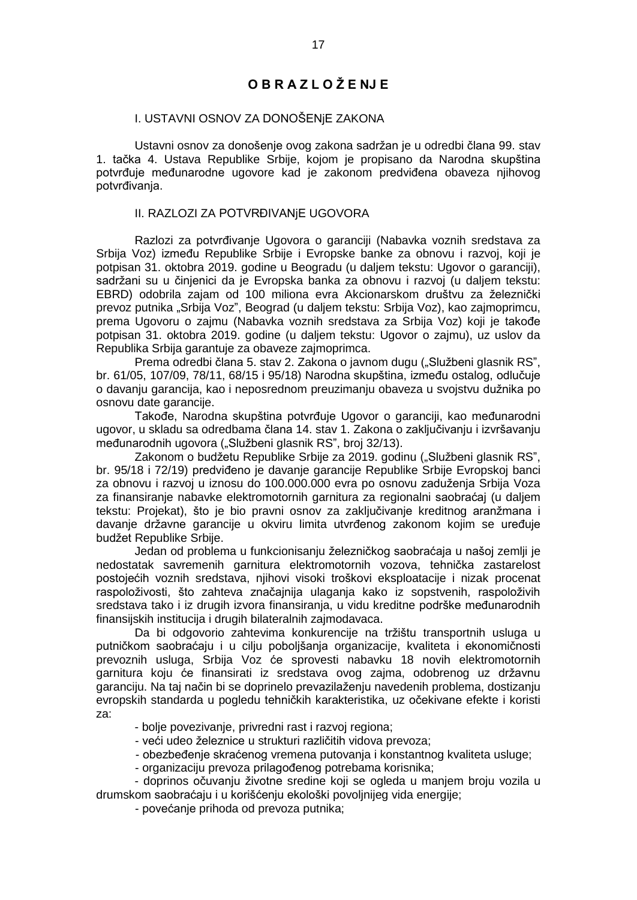# O B R A Z L O Ž E NJ E

## I. USTAVNI OSNOV ZA DONOŠENjE ZAKONA

Ustavni osnov za donošenje ovog zakona sadržan je u odredbi člana 99. stav 1. tačka 4. Ustava Republike Srbije, kojom je propisano da Narodna skupština potvrđuje međunarodne ugovore kad je zakonom predviđena obaveza njihovog potvrđivanja.

## II. RAZLOZI ZA POTVRĐIVANjE UGOVORA

Razlozi za potvrđivanje Ugovora o garanciji (Nabavka voznih sredstava za Srbija Voz) između Republike Srbije i Evropske banke za obnovu i razvoj, koji je potpisan 31. oktobra 2019. godine u Beogradu (u daljem tekstu: Ugovor o garanciji), sadržani su u činjenici da je Evropska banka za obnovu i razvoj (u daljem tekstu: EBRD) odobrila zajam od 100 miliona evra Akcionarskom društvu za železnički prevoz putnika „Srbija Voz", Beograd (u daljem tekstu: Srbija Voz), kao zajmoprimcu, prema Ugovoru o zajmu (Nabavka voznih sredstava za Srbija Voz) koji je takođe potpisan 31. oktobra 2019. godine (u daljem tekstu: Ugovor o zajmu), uz uslov da Republika Srbija garantuje za obaveze zajmoprimca.

Prema odredbi člana 5. stav 2. Zakona o javnom dugu („Službeni glasnik RS", br. 61/05, 107/09, 78/11, 68/15 i 95/18) Narodna skupština, između ostalog, odlučuje o davanju garancija, kao i neposrednom preuzimanju obaveza u svojstvu dužnika po osnovu date garancije.

Takođe, Narodna skupština potvrđuje Ugovor o garanciji, kao međunarodni ugovor, u skladu sa odredbama člana 14. stav 1. Zakona o zaključivanju i izvršavanju međunarodnih ugovora („Službeni glasnik RS", broj 32/13).

Zakonom o budžetu Republike Srbije za 2019. godinu („Službeni glasnik RS", br. 95/18 i 72/19) predviđeno je davanje garancije Republike Srbije Evropskoj banci za obnovu i razvoj u iznosu do 100.000.000 evra po osnovu zaduženja Srbija Voza za finansiranje nabavke elektromotornih garnitura za regionalni saobraćaj (u daljem tekstu: Projekat), što je bio pravni osnov za zaključivanje kreditnog aranžmana i davanje državne garancije u okviru limita utvrđenog zakonom kojim se uređuje budžet Republike Srbije.

Jedan od problema u funkcionisanju železničkog saobraćaja u našoj zemlji je nedostatak savremenih garnitura elektromotornih vozova, tehnička zastarelost postojećih voznih sredstava, njihovi visoki troškovi eksploatacije i nizak procenat raspoloživosti, što zahteva značajnija ulaganja kako iz sopstvenih, raspoloživih sredstava tako i iz drugih izvora finansiranja, u vidu kreditne podrške međunarodnih finansijskih institucija i drugih bilateralnih zajmodavaca.

Da bi odgovorio zahtevima konkurencije na tržištu transportnih usluga u putničkom saobraćaju i u cilju poboljšanja organizacije, kvaliteta i ekonomičnosti prevoznih usluga, Srbija Voz će sprovesti nabavku 18 novih elektromotornih garnitura koju će finansirati iz sredstava ovog zajma, odobrenog uz državnu garanciju. Na taj način bi se doprinelo prevazilaženju navedenih problema, dostizanju evropskih standarda u pogledu tehničkih karakteristika, uz očekivane efekte i koristi za:

- bolje povezivanje, privredni rast i razvoj regiona;
- veći udeo železnice u strukturi različitih vidova prevoza;
- obezbeđenje skraćenog vremena putovanja i konstantnog kvaliteta usluge;
- organizaciju prevoza prilagođenog potrebama korisnika;
- doprinos očuvanju životne sredine koji se ogleda u manjem broju vozila u drumskom saobraćaju i u korišćenju ekološki povoljnijeg vida energije;
- povećanje prihoda od prevoza putnika;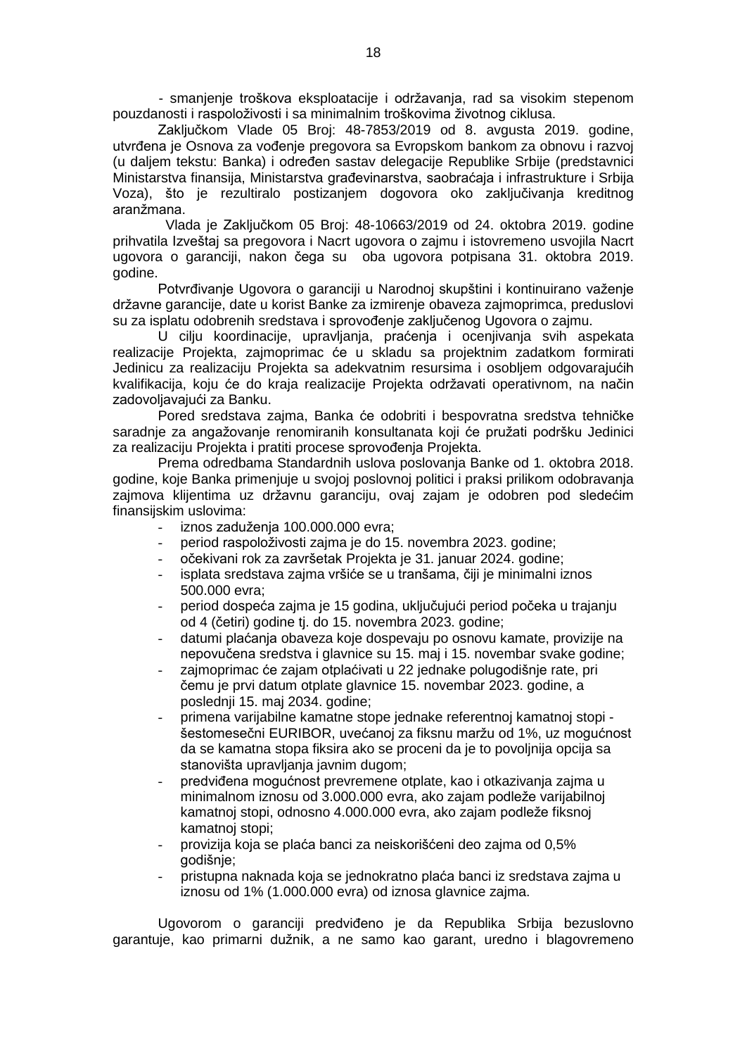- smanjenje troškova eksploatacije i održavanja, rad sa visokim stepenom pouzdanosti i raspoloživosti i sa minimalnim troškovima životnog ciklusa.

Zaključkom Vlade 05 Broj: 48-7853/2019 od 8. avgusta 2019. godine, utvrđena je Osnova za vođenje pregovora sa Evropskom bankom za obnovu i razvoj (u daljem tekstu: Banka) i određen sastav delegacije Republike Srbije (predstavnici Ministarstva finansija, Ministarstva građevinarstva, saobraćaja i infrastrukture i Srbija Voza), što je rezultiralo postizanjem dogovora oko zaključivanja kreditnog aranžmana.

Vlada je Zaključkom 05 Broj: 48-10663/2019 od 24. oktobra 2019. godine prihvatila Izveštaj sa pregovora i Nacrt ugovora o zajmu i istovremeno usvojila Nacrt ugovora o garanciji, nakon čega su oba ugovora potpisana 31. oktobra 2019. godine.

Potvrđivanje Ugovora o garanciji u Narodnoj skupštini i kontinuirano važenje državne garancije, date u korist Banke za izmirenje obaveza zajmoprimca, preduslovi su za isplatu odobrenih sredstava i sprovođenje zaključenog Ugovora o zajmu.

U cilju koordinacije, upravljanja, praćenja i ocenjivanja svih aspekata realizacije Projekta, zajmoprimac će u skladu sa projektnim zadatkom formirati Jedinicu za realizaciju Projekta sa adekvatnim resursima i osobljem odgovarajućih kvalifikacija, koju će do kraja realizacije Projekta održavati operativnom, na način zadovoljavajući za Banku.

Pored sredstava zajma, Banka će odobriti i bespovratna sredstva tehničke saradnje za angažovanje renomiranih konsultanata koji će pružati podršku Jedinici za realizaciju Projekta i pratiti procese sprovođenja Projekta.

Prema odredbama Standardnih uslova poslovanja Banke od 1. oktobra 2018. godine, koje Banka primenjuje u svojoj poslovnoj politici i praksi prilikom odobravanja zajmova klijentima uz državnu garanciju, ovaj zajam je odobren pod sledećim finansijskim uslovima:

- iznos zaduženja 100.000.000 evra;
- period raspoloživosti zajma je do 15. novembra 2023. godine;
- očekivani rok za završetak Projekta je 31. januar 2024. godine;
- isplata sredstava zajma vršiće se u tranšama, čiji je minimalni iznos 500.000 evra;
- period dospeća zajma je 15 godina, uključujući period počeka u trajanju od 4 (četiri) godine tj. do 15. novembra 2023. godine;
- datumi plaćanja obaveza koje dospevaju po osnovu kamate, provizije na nepovučena sredstva i glavnice su 15. maj i 15. novembar svake godine;
- zajmoprimac će zajam otplaćivati u 22 jednake polugodišnje rate, pri čemu je prvi datum otplate glavnice 15. novembar 2023. godine, a poslednji 15. maj 2034. godine;
- primena varijabilne kamatne stope jednake referentnoj kamatnoj stopi - šestomesečni EURIBOR, uvećanoj za fiksnu maržu od 1%, uz mogućnost da se kamatna stopa fiksira ako se proceni da je to povoljnija opcija sa stanovišta upravljanja javnim dugom;
- predviđena mogućnost prevremene otplate, kao i otkazivanja zajma u minimalnom iznosu od 3.000.000 evra, ako zajam podleže varijabilnoj kamatnoj stopi, odnosno 4.000.000 evra, ako zajam podleže fiksnoj kamatnoj stopi;
- provizija koja se plaća banci za neiskorišćeni deo zajma od 0,5% godišnje;
- pristupna naknada koja se jednokratno plaća banci iz sredstava zajma u iznosu od 1% (1.000.000 evra) od iznosa glavnice zajma.

Ugovorom o garanciji predviđeno je da Republika Srbija bezuslovno garantuje, kao primarni dužnik, a ne samo kao garant, uredno i blagovremeno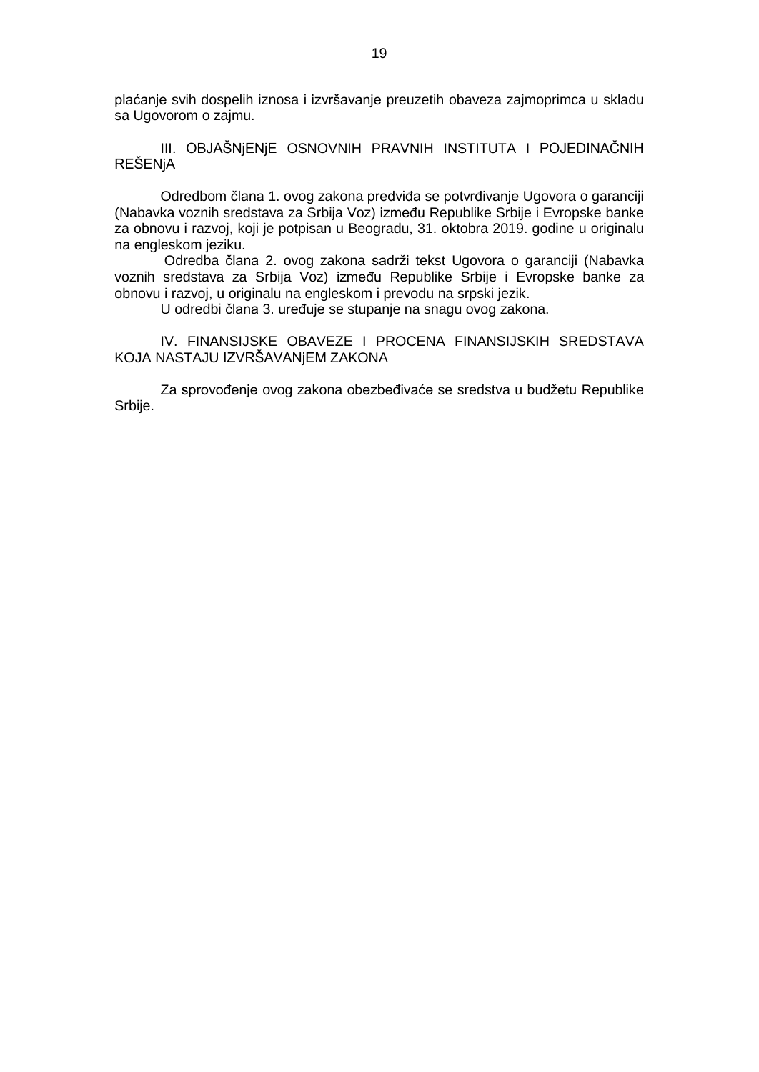plaćanje svih dospelih iznosa i izvršavanje preuzetih obaveza zajmoprimca u skladu sa Ugovorom o zajmu.

## III. OBJAŠNjENjE OSNOVNIH PRAVNIH INSTITUTA I POJEDINAČNIH REŠENjA

Odredbom člana 1. ovog zakona predviđa se potvrđivanje Ugovora o garanciji (Nabavka voznih sredstava za Srbija Voz) između Republike Srbije i Evropske banke za obnovu i razvoj, koji je potpisan u Beogradu, 31. oktobra 2019. godine u originalu na engleskom jeziku.

Odredba člana 2. ovog zakona sadrži tekst Ugovora o garanciji (Nabavka voznih sredstava za Srbija Voz) između Republike Srbije i Evropske banke za obnovu i razvoj, u originalu na engleskom i prevodu na srpski jezik.

U odredbi člana 3. uređuje se stupanje na snagu ovog zakona.

## IV. FINANSIJSKE OBAVEZE I PROCENA FINANSIJSKIH SREDSTAVA KOJA NASTAJU IZVRŠAVANjEM ZAKONA

Za sprovođenje ovog zakona obezbeđivaće se sredstva u budžetu Republike Srbije.